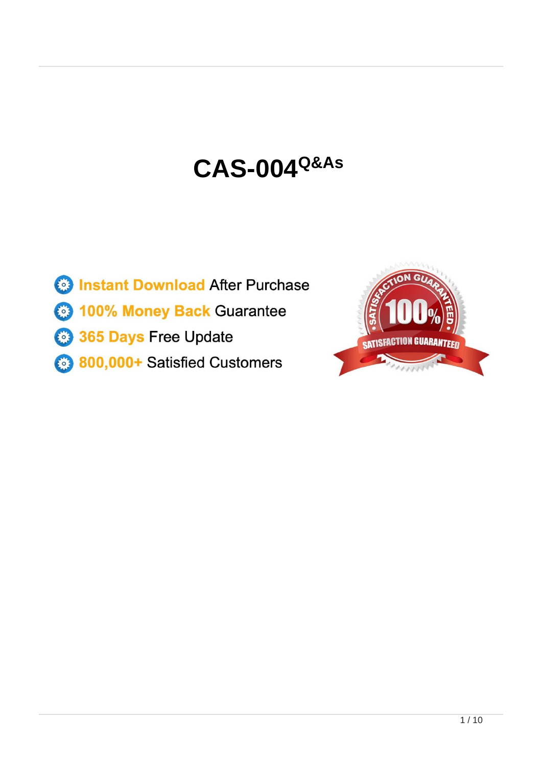# CAS-004 Q&As

- **Instant Download** After Purchase
- **100% Money Back** Guarantee
- **365 Days** Free Update
- **800,000+** Satisfied Customers

SATISFACTION GUARANTEED 100% SATISFACTION GUARANTEED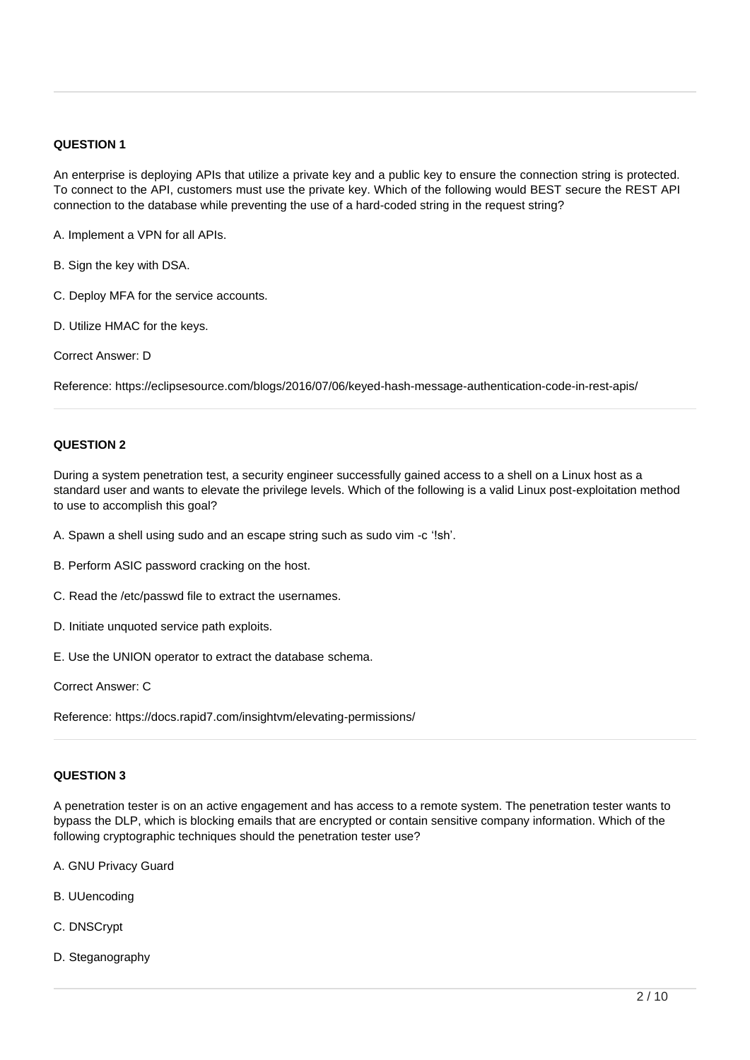**QUESTION 1**

An enterprise is deploying APIs that utilize a private key and a public key to ensure the connection string is protected. To connect to the API, customers must use the private key. Which of the following would BEST secure the REST API connection to the database while preventing the use of a hard-coded string in the request string?

A. Implement a VPN for all APIs.

B. Sign the key with DSA.

C. Deploy MFA for the service accounts.

D. Utilize HMAC for the keys.

Correct Answer: D

Reference: https://eclipsesource.com/blogs/2016/07/06/keyed-hash-message-authentication-code-in-rest-apis/

**QUESTION 2**

During a system penetration test, a security engineer successfully gained access to a shell on a Linux host as a standard user and wants to elevate the privilege levels. Which of the following is a valid Linux post-exploitation method to use to accomplish this goal?

A. Spawn a shell using sudo and an escape string such as sudo vim -c '!sh'.

B. Perform ASIC password cracking on the host.

C. Read the /etc/passwd file to extract the usernames.

D. Initiate unquoted service path exploits.

E. Use the UNION operator to extract the database schema.

Correct Answer: C

Reference: https://docs.rapid7.com/insightvm/elevating-permissions/

**QUESTION 3**

A penetration tester is on an active engagement and has access to a remote system. The penetration tester wants to bypass the DLP, which is blocking emails that are encrypted or contain sensitive company information. Which of the following cryptographic techniques should the penetration tester use?

A. GNU Privacy Guard

B. UUencoding

C. DNSCrypt

D. Steganography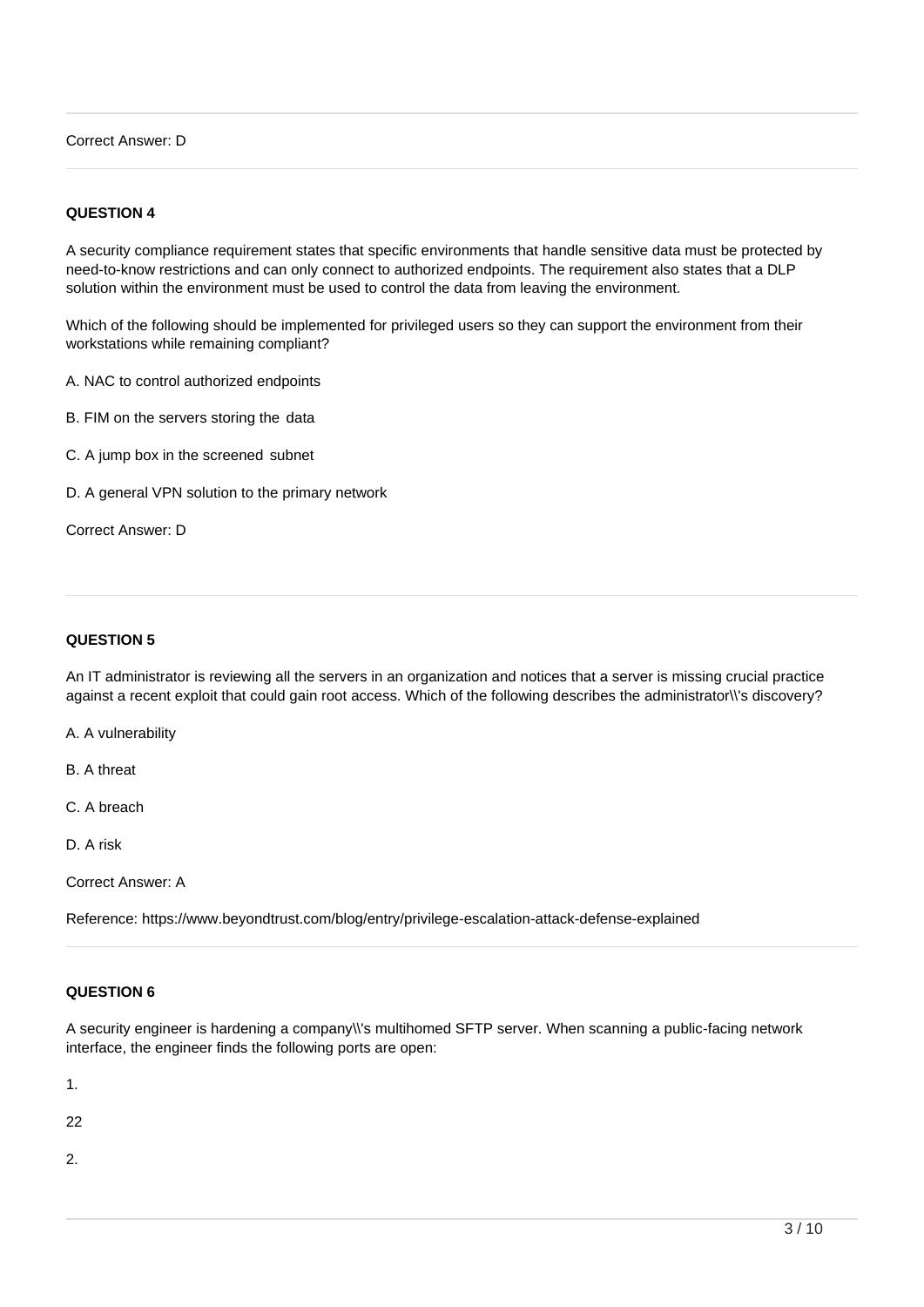Correct Answer: D

**QUESTION 4**

A security compliance requirement states that specific environments that handle sensitive data must be protected by need-to-know restrictions and can only connect to authorized endpoints. The requirement also states that a DLP solution within the environment must be used to control the data from leaving the environment.

Which of the following should be implemented for privileged users so they can support the environment from their workstations while remaining compliant?

A. NAC to control authorized endpoints

B. FIM on the servers storing the data

C. A jump box in the screened subnet

D. A general VPN solution to the primary network

Correct Answer: D

**QUESTION 5**

An IT administrator is reviewing all the servers in an organization and notices that a server is missing crucial practice against a recent exploit that could gain root access. Which of the following describes the administrator\\'s discovery?

A. A vulnerability

B. A threat

C. A breach

D. A risk

Correct Answer: A

Reference: https://www.beyondtrust.com/blog/entry/privilege-escalation-attack-defense-explained

**QUESTION 6**

A security engineer is hardening a company\\'s multihomed SFTP server. When scanning a public-facing network interface, the engineer finds the following ports are open:

1.

22

2.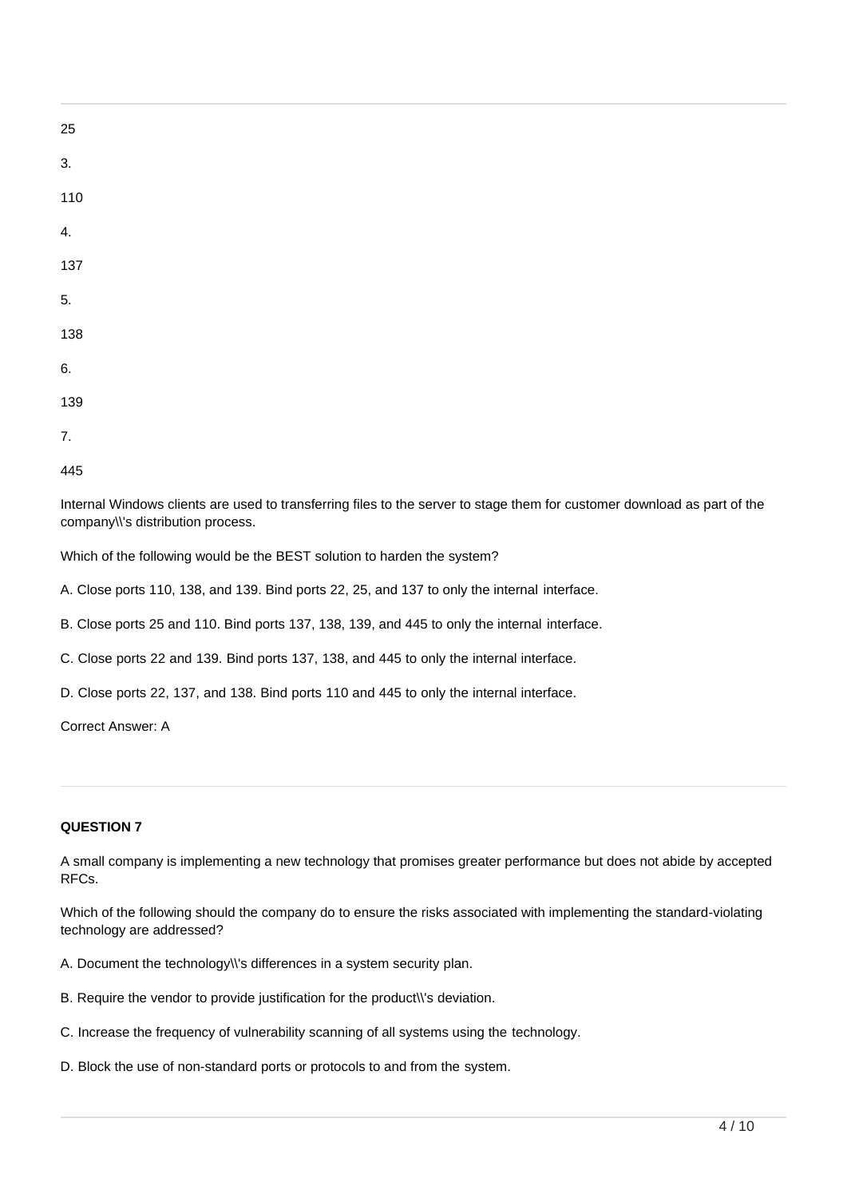25

3.

110

4.

137

5.

138

6.

139

7.

445

Internal Windows clients are used to transferring files to the server to stage them for customer download as part of the company\\'s distribution process.

Which of the following would be the BEST solution to harden the system?

A. Close ports 110, 138, and 139. Bind ports 22, 25, and 137 to only the internal interface.

B. Close ports 25 and 110. Bind ports 137, 138, 139, and 445 to only the internal interface.

C. Close ports 22 and 139. Bind ports 137, 138, and 445 to only the internal interface.

D. Close ports 22, 137, and 138. Bind ports 110 and 445 to only the internal interface.

Correct Answer: A

---

**QUESTION 7**

A small company is implementing a new technology that promises greater performance but does not abide by accepted RFCs.

Which of the following should the company do to ensure the risks associated with implementing the standard-violating technology are addressed?

A. Document the technology\\'s differences in a system security plan.

B. Require the vendor to provide justification for the product\\'s deviation.

C. Increase the frequency of vulnerability scanning of all systems using the technology.

D. Block the use of non-standard ports or protocols to and from the system.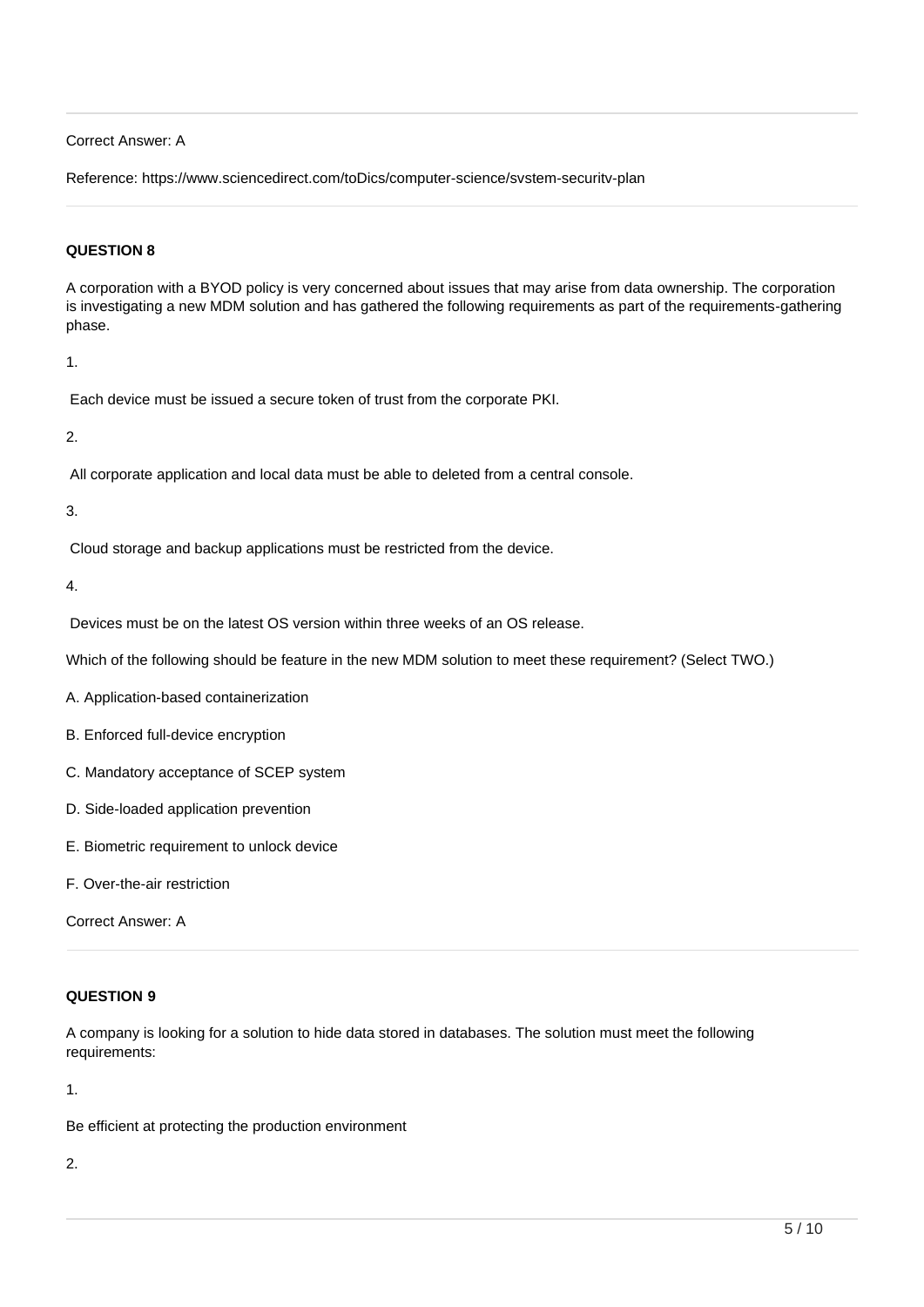Correct Answer: A

Reference: https://www.sciencedirect.com/toDics/computer-science/svstem-securitv-plan

**QUESTION 8**

A corporation with a BYOD policy is very concerned about issues that may arise from data ownership. The corporation is investigating a new MDM solution and has gathered the following requirements as part of the requirements-gathering phase.

1.

Each device must be issued a secure token of trust from the corporate PKI.

2.

All corporate application and local data must be able to deleted from a central console.

3.

Cloud storage and backup applications must be restricted from the device.

4.

Devices must be on the latest OS version within three weeks of an OS release.

Which of the following should be feature in the new MDM solution to meet these requirement? (Select TWO.)

A. Application-based containerization

B. Enforced full-device encryption

C. Mandatory acceptance of SCEP system

D. Side-loaded application prevention

E. Biometric requirement to unlock device

F. Over-the-air restriction

Correct Answer: A

**QUESTION 9**

A company is looking for a solution to hide data stored in databases. The solution must meet the following requirements:

1.

Be efficient at protecting the production environment

2.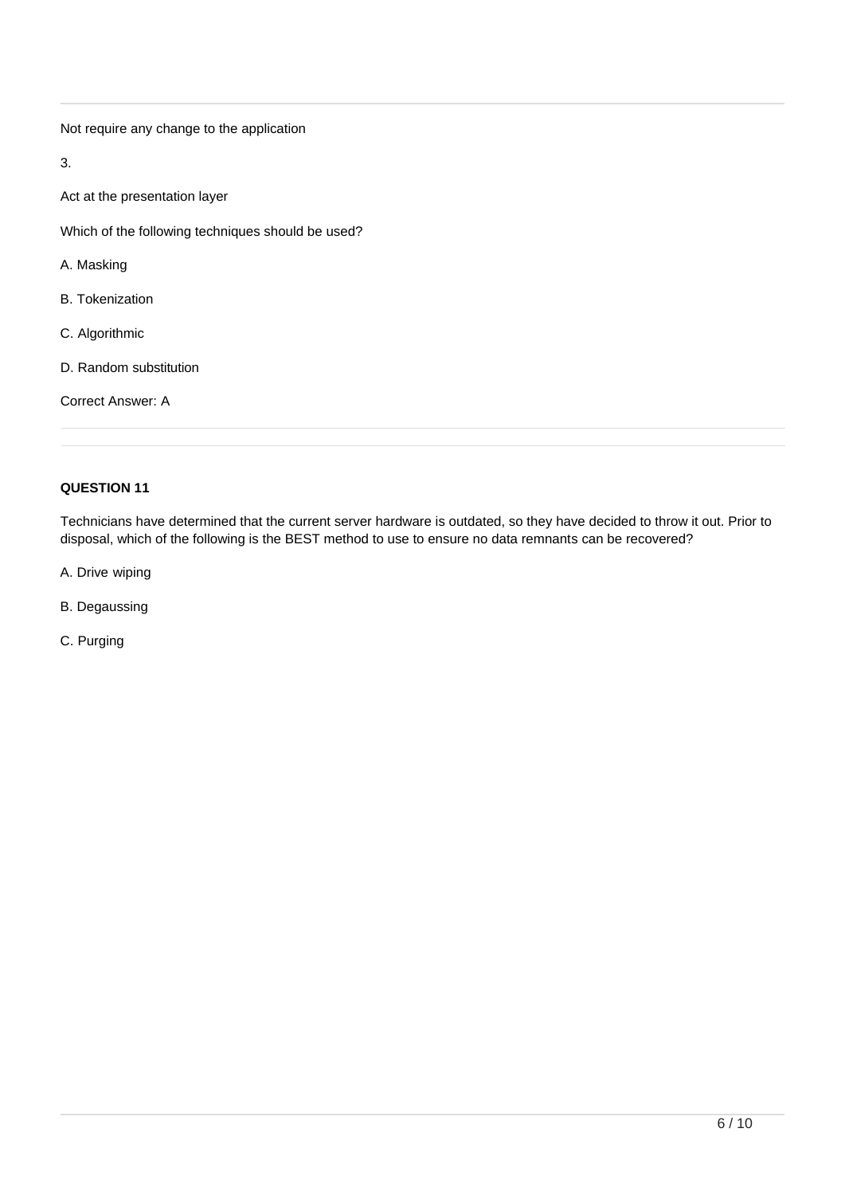Not require any change to the application

3.

Act at the presentation layer

Which of the following techniques should be used?

A. Masking

B. Tokenization

C. Algorithmic

D. Random substitution

Correct Answer: A

**QUESTION 11**

Technicians have determined that the current server hardware is outdated, so they have decided to throw it out. Prior to disposal, which of the following is the BEST method to use to ensure no data remnants can be recovered?

A. Drive wiping

B. Degaussing

C. Purging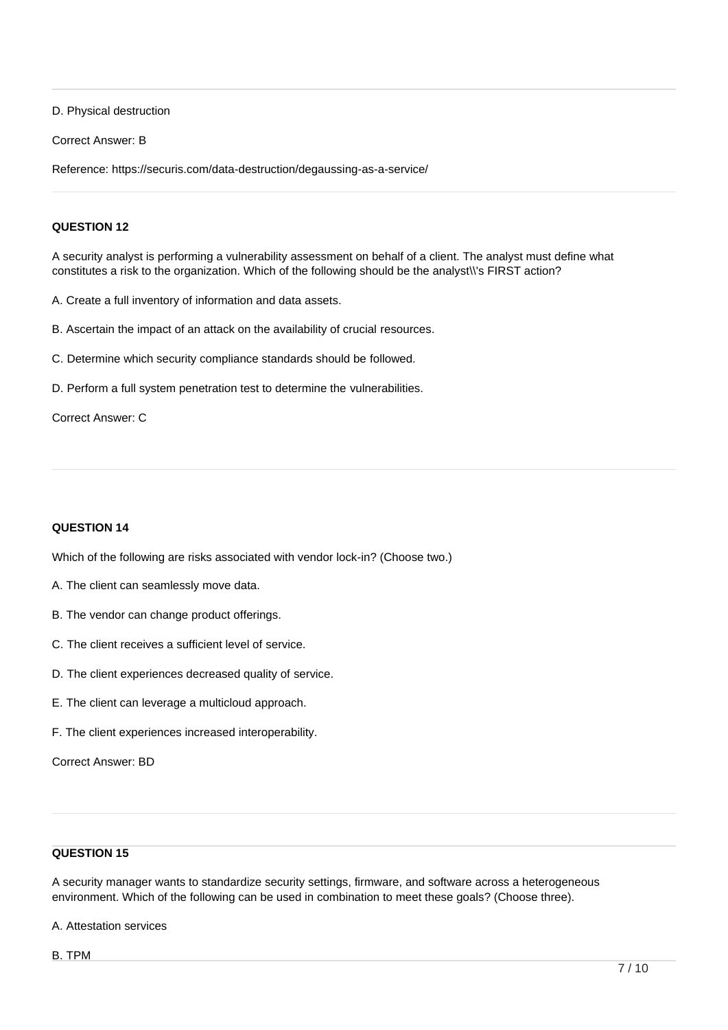D. Physical destruction

Correct Answer: B

Reference: https://securis.com/data-destruction/degaussing-as-a-service/

---

**QUESTION 12**

A security analyst is performing a vulnerability assessment on behalf of a client. The analyst must define what constitutes a risk to the organization. Which of the following should be the analyst\\'s FIRST action?

A. Create a full inventory of information and data assets.

B. Ascertain the impact of an attack on the availability of crucial resources.

C. Determine which security compliance standards should be followed.

D. Perform a full system penetration test to determine the vulnerabilities.

Correct Answer: C

---

**QUESTION 14**

Which of the following are risks associated with vendor lock-in? (Choose two.)

A. The client can seamlessly move data.

B. The vendor can change product offerings.

C. The client receives a sufficient level of service.

D. The client experiences decreased quality of service.

E. The client can leverage a multicloud approach.

F. The client experiences increased interoperability.

Correct Answer: BD

---

**QUESTION 15**

A security manager wants to standardize security settings, firmware, and software across a heterogeneous environment. Which of the following can be used in combination to meet these goals? (Choose three).

A. Attestation services

B. TPM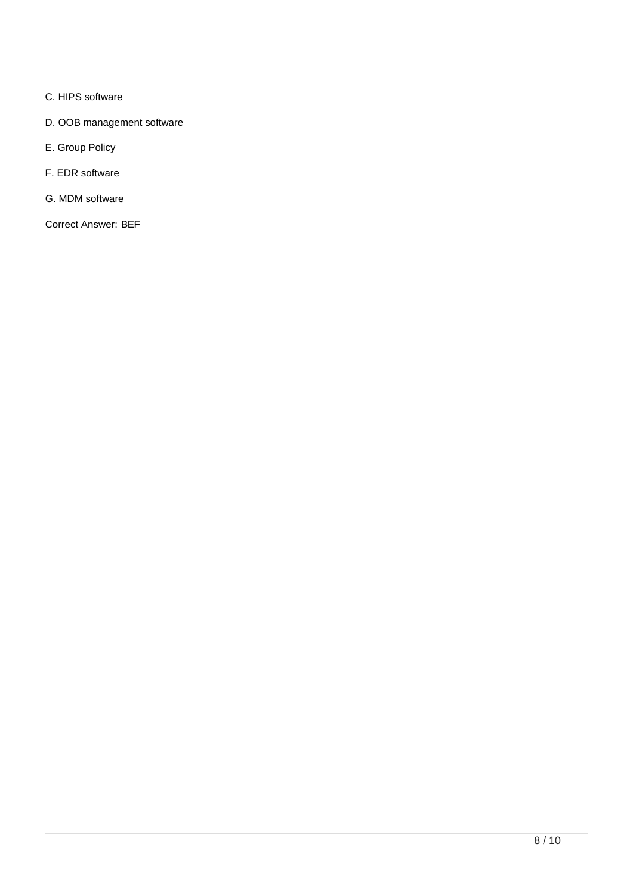C. HIPS software

D. OOB management software

E. Group Policy

F. EDR software

G. MDM software

Correct Answer: BEF